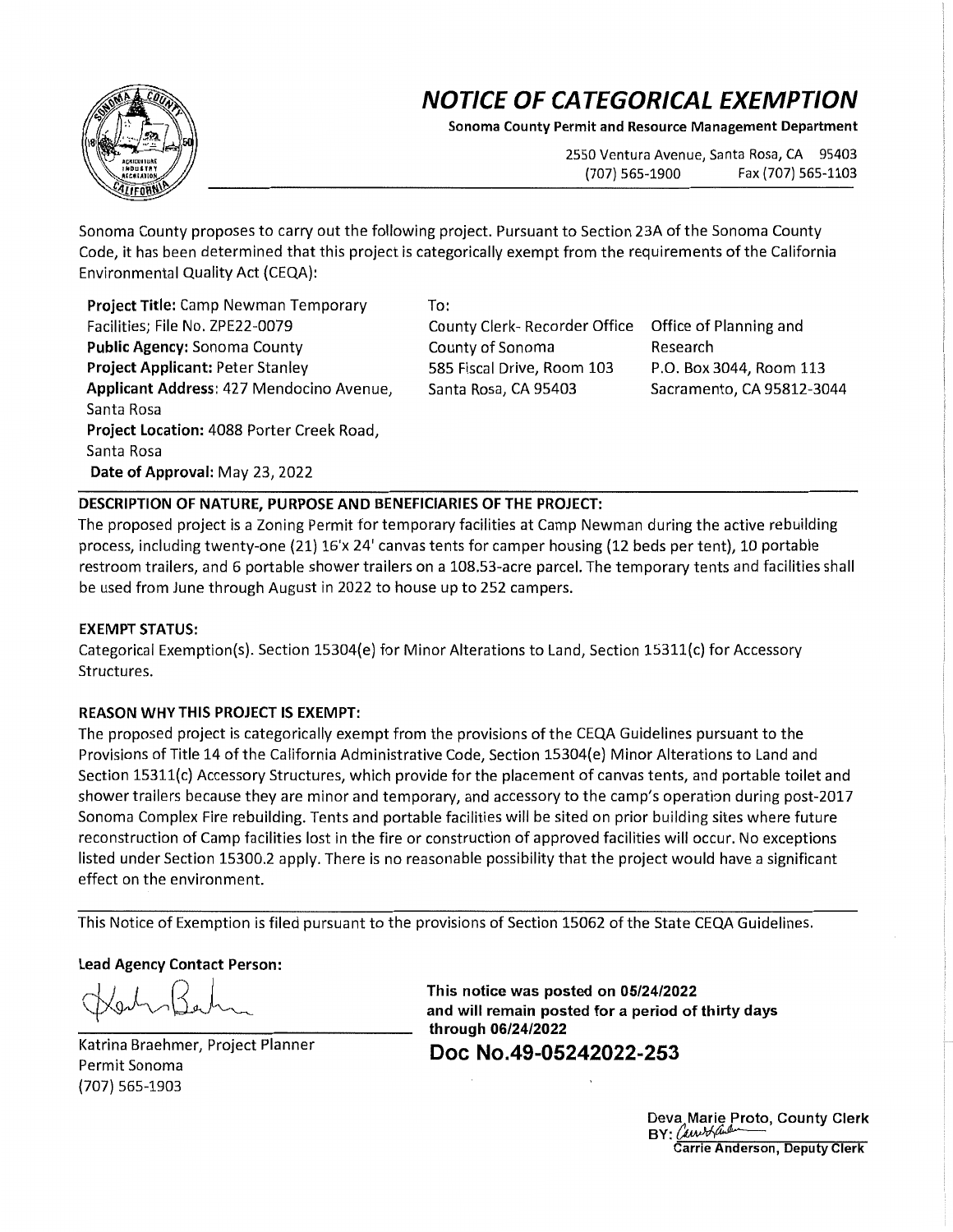# NOTICE OF CATEGORICAL EXEMPTION

**Sonoma County Permit and Resource Management Department**

2550 Ventura Avenue, Santa Rosa, CA 95403
(707) 565-1900 Fax (707) 565-1103

Sonoma County proposes to carry out the following project. Pursuant to Section 23A of the Sonoma County Code, it has been determined that this project is categorically exempt from the requirements of the California Environmental Quality Act (CEQA):

**Project Title:** Camp Newman Temporary Facilities; File No. ZPE22-0079
**Public Agency:** Sonoma County
**Project Applicant:** Peter Stanley
**Applicant Address:** 427 Mendocino Avenue, Santa Rosa
**Project Location:** 4088 Porter Creek Road, Santa Rosa
**Date of Approval:** May 23, 2022

To:

County Clerk- Recorder Office
County of Sonoma
585 Fiscal Drive, Room 103
Santa Rosa, CA 95403

Office of Planning and Research
P.O. Box 3044, Room 113
Sacramento, CA 95812-3044

**DESCRIPTION OF NATURE, PURPOSE AND BENEFICIARIES OF THE PROJECT:**

The proposed project is a Zoning Permit for temporary facilities at Camp Newman during the active rebuilding process, including twenty-one (21) 16'x 24' canvas tents for camper housing (12 beds per tent), 10 portable restroom trailers, and 6 portable shower trailers on a 108.53-acre parcel. The temporary tents and facilities shall be used from June through August in 2022 to house up to 252 campers.

**EXEMPT STATUS:**

Categorical Exemption(s). Section 15304(e) for Minor Alterations to Land, Section 15311(c) for Accessory Structures.

**REASON WHY THIS PROJECT IS EXEMPT:**

The proposed project is categorically exempt from the provisions of the CEQA Guidelines pursuant to the Provisions of Title 14 of the California Administrative Code, Section 15304(e) Minor Alterations to Land and Section 15311(c) Accessory Structures, which provide for the placement of canvas tents, and portable toilet and shower trailers because they are minor and temporary, and accessory to the camp's operation during post-2017 Sonoma Complex Fire rebuilding. Tents and portable facilities will be sited on prior building sites where future reconstruction of Camp facilities lost in the fire or construction of approved facilities will occur. No exceptions listed under Section 15300.2 apply. There is no reasonable possibility that the project would have a significant effect on the environment.

This Notice of Exemption is filed pursuant to the provisions of Section 15062 of the State CEQA Guidelines.

**Lead Agency Contact Person:**

Katrina Braehmer, Project Planner
Permit Sonoma
(707) 565-1903

**This notice was posted on 05/24/2022 and will remain posted for a period of thirty days through 06/24/2022**

**Doc No.49-05242022-253**

Deva Marie Proto, County Clerk
BY:
Carrie Anderson, Deputy Clerk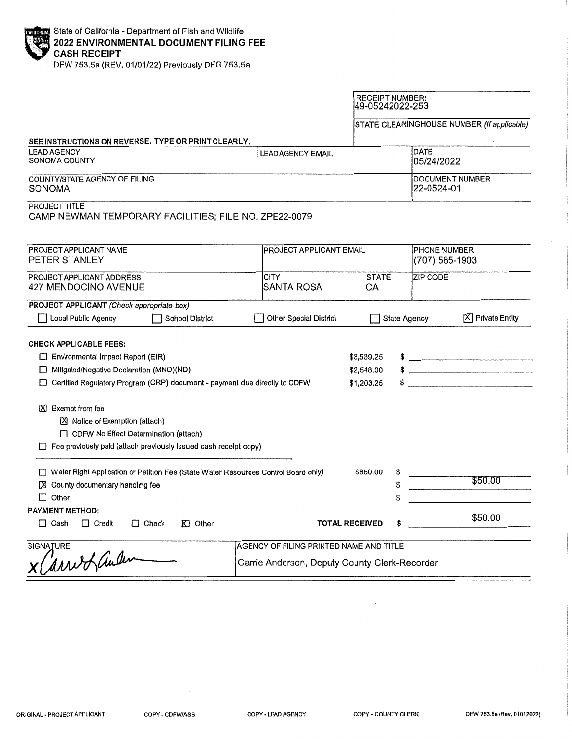State of California - Department of Fish and Wildlife

# 2022 ENVIRONMENTAL DOCUMENT FILING FEE CASH RECEIPT

DFW 753.5a (REV. 01/01/22) Previously DFG 753.5a

RECEIPT NUMBER:
49-05242022-253

STATE CLEARINGHOUSE NUMBER *(If applicable)*

**SEE INSTRUCTIONS ON REVERSE. TYPE OR PRINT CLEARLY.**

| | | |
|---|---|---|
| LEAD AGENCY<br>SONOMA COUNTY | LEAD AGENCY EMAIL | DATE<br>05/24/2022 |
| COUNTY/STATE AGENCY OF FILING<br>SONOMA | | DOCUMENT NUMBER<br>22-0524-01 |

PROJECT TITLE
CAMP NEWMAN TEMPORARY FACILITIES; FILE NO. ZPE22-0079

| | | | |
|---|---|---|---|
| PROJECT APPLICANT NAME<br>PETER STANLEY | PROJECT APPLICANT EMAIL | | PHONE NUMBER<br>(707) 565-1903 |
| PROJECT APPLICANT ADDRESS<br>427 MENDOCINO AVENUE | CITY<br>SANTA ROSA | STATE<br>CA | ZIP CODE |

**PROJECT APPLICANT** *(Check appropriate box)*

☐ Local Public Agency ☐ School District ☐ Other Special District ☐ State Agency ☒ Private Entity

**CHECK APPLICABLE FEES:**

| | | |
|---|---|---|
| ☐ Environmental Impact Report (EIR) | $3,539.25 | $ |
| ☐ Mitigated/Negative Declaration (MND)(ND) | $2,548.00 | $ |
| ☐ Certified Regulatory Program (CRP) document - payment due directly to CDFW | $1,203.25 | $ |

☒ Exempt from fee
- ☒ Notice of Exemption (attach)
- ☐ CDFW No Effect Determination (attach)

☐ Fee previously paid (attach previously issued cash receipt copy)

| | | |
|---|---|---|
| ☐ Water Right Application or Petition Fee (State Water Resources Control Board only) | $850.00 | $ |
| ☒ County documentary handling fee | | $ $50.00 |
| ☐ Other | | $ |

**PAYMENT METHOD:**

☐ Cash ☐ Credit ☐ Check ☒ Other

**TOTAL RECEIVED** $ $50.00

| | |
|---|---|
| SIGNATURE<br>x Carrie Anderson | AGENCY OF FILING PRINTED NAME AND TITLE<br>Carrie Anderson, Deputy County Clerk-Recorder |

ORIGINAL - PROJECT APPLICANT COPY - CDFW/ASB COPY - LEAD AGENCY COPY - COUNTY CLERK DFW 753.5a (Rev. 01012022)